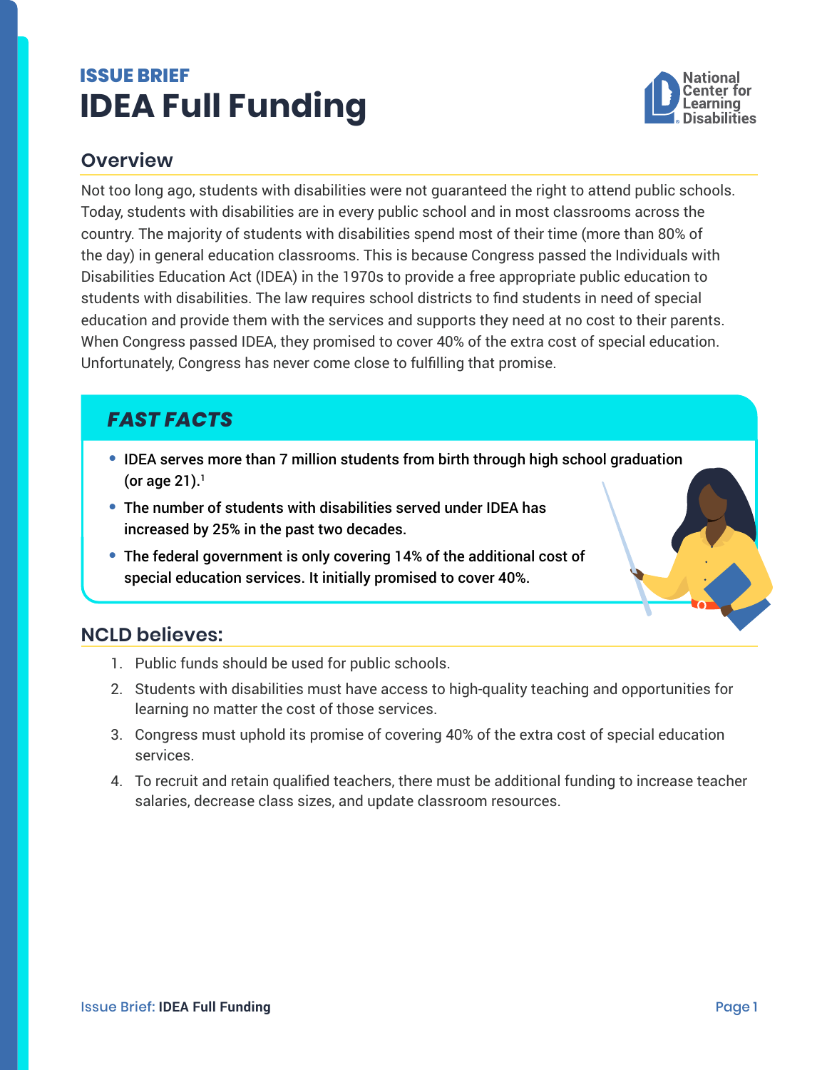**ISSUE BRIEF**

# IDEA Full Funding

National Center for Learning Disabilities

## Overview

Not too long ago, students with disabilities were not guaranteed the right to attend public schools. Today, students with disabilities are in every public school and in most classrooms across the country. The majority of students with disabilities spend most of their time (more than 80% of the day) in general education classrooms. This is because Congress passed the Individuals with Disabilities Education Act (IDEA) in the 1970s to provide a free appropriate public education to students with disabilities. The law requires school districts to find students in need of special education and provide them with the services and supports they need at no cost to their parents. When Congress passed IDEA, they promised to cover 40% of the extra cost of special education. Unfortunately, Congress has never come close to fulfilling that promise.

### *FAST FACTS*

- **IDEA serves more than 7 million students from birth through high school graduation (or age 21).**[1]
- **The number of students with disabilities served under IDEA has increased by 25% in the past two decades.**
- **The federal government is only covering 14% of the additional cost of special education services. It initially promised to cover 40%.**

## NCLD believes:

1. Public funds should be used for public schools.
2. Students with disabilities must have access to high-quality teaching and opportunities for learning no matter the cost of those services.
3. Congress must uphold its promise of covering 40% of the extra cost of special education services.
4. To recruit and retain qualified teachers, there must be additional funding to increase teacher salaries, decrease class sizes, and update classroom resources.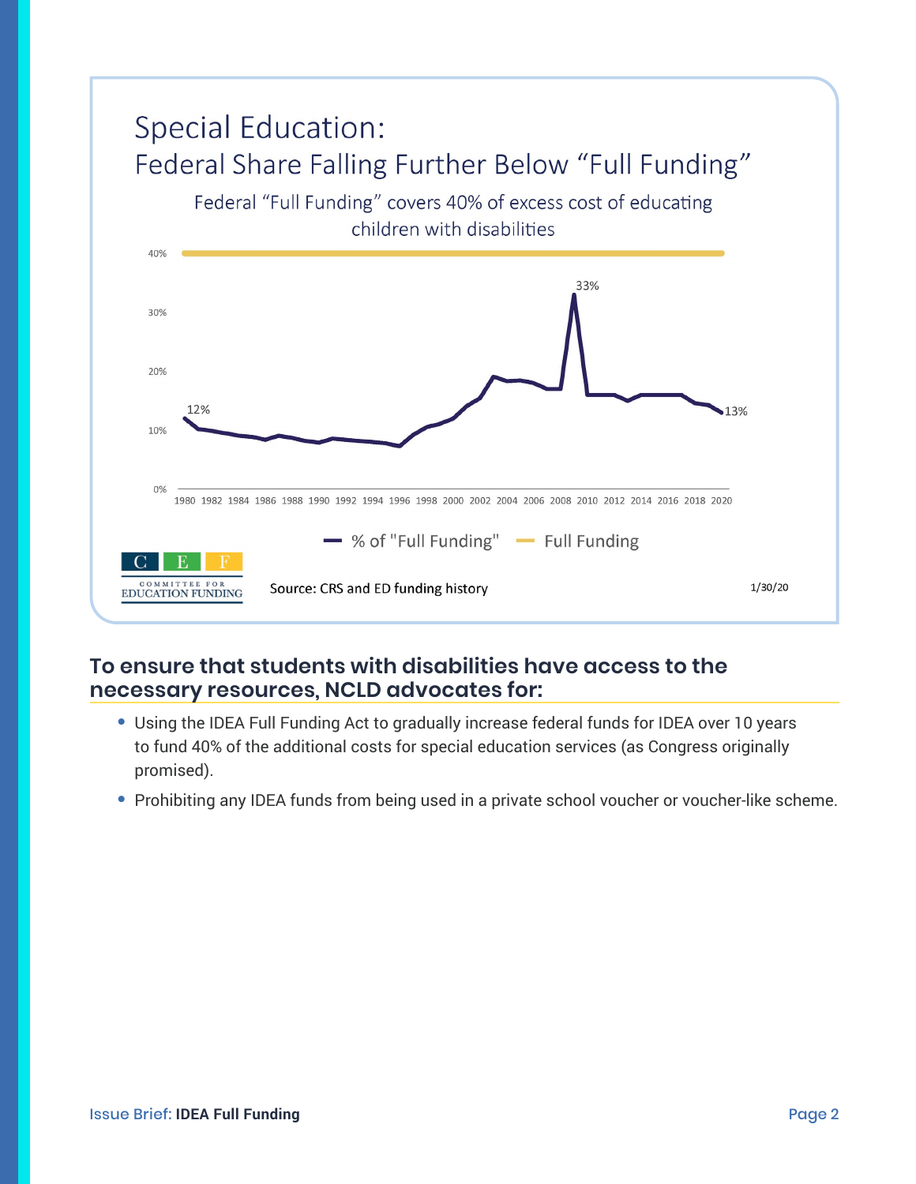## Special Education:
### Federal Share Falling Further Below "Full Funding"

Federal "Full Funding" covers 40% of excess cost of educating children with disabilities

Source: CRS and ED funding history

1/30/20

### To ensure that students with disabilities have access to the necessary resources, NCLD advocates for:

- Using the IDEA Full Funding Act to gradually increase federal funds for IDEA over 10 years to fund 40% of the additional costs for special education services (as Congress originally promised).
- Prohibiting any IDEA funds from being used in a private school voucher or voucher-like scheme.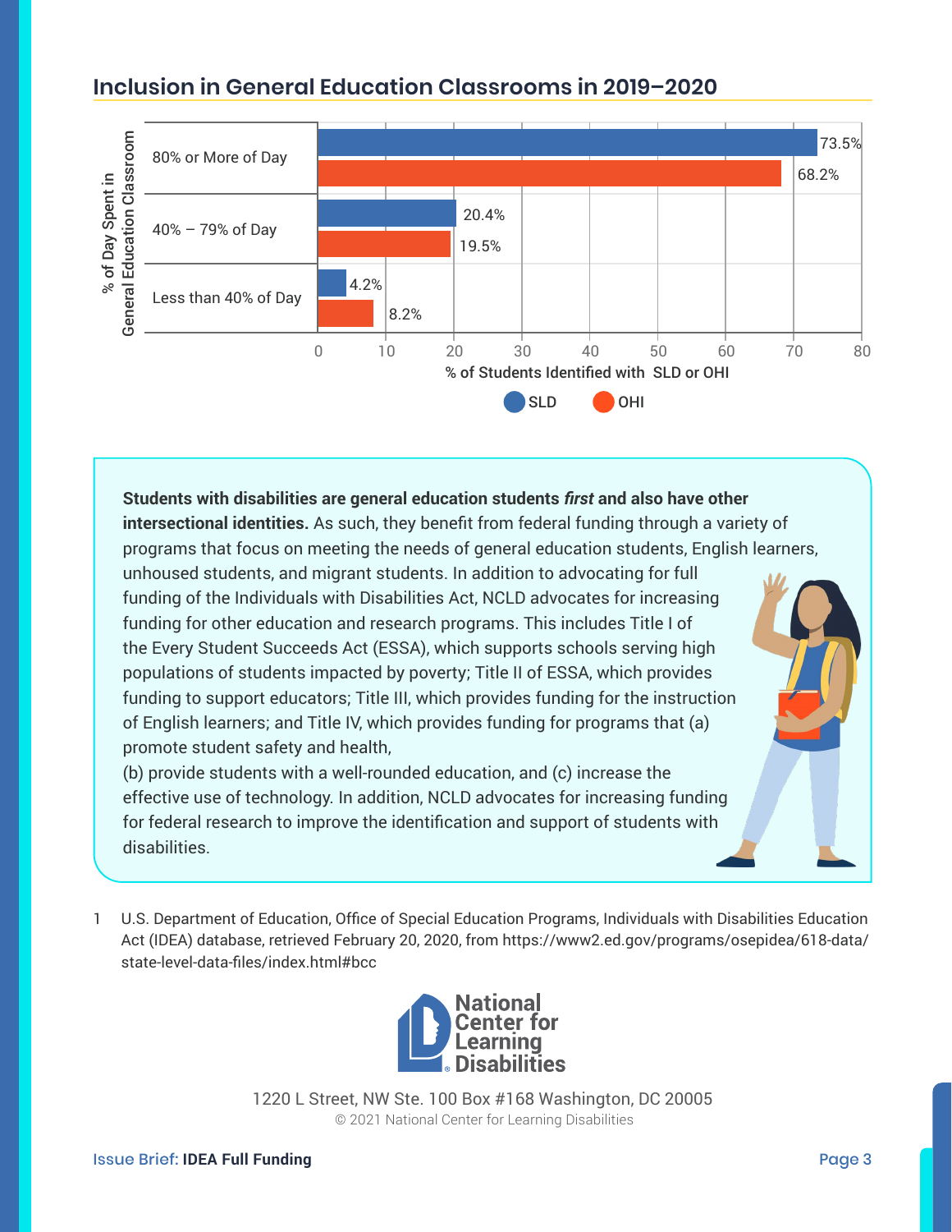## Inclusion in General Education Classrooms in 2019–2020

% of Day Spent in General Education Classroom

80% or More of Day
73.5%
68.2%

40% – 79% of Day
20.4%
19.5%

Less than 40% of Day
4.2%
8.2%

0 10 20 30 40 50 60 70 80

% of Students Identified with SLD or OHI

SLD OHI

**Students with disabilities are general education students *first* and also have other intersectional identities.** As such, they benefit from federal funding through a variety of programs that focus on meeting the needs of general education students, English learners, unhoused students, and migrant students. In addition to advocating for full funding of the Individuals with Disabilities Act, NCLD advocates for increasing funding for other education and research programs. This includes Title I of the Every Student Succeeds Act (ESSA), which supports schools serving high populations of students impacted by poverty; Title II of ESSA, which provides funding to support educators; Title III, which provides funding for the instruction of English learners; and Title IV, which provides funding for programs that (a) promote student safety and health,
(b) provide students with a well-rounded education, and (c) increase the effective use of technology. In addition, NCLD advocates for increasing funding for federal research to improve the identification and support of students with disabilities.

1 U.S. Department of Education, Office of Special Education Programs, Individuals with Disabilities Education Act (IDEA) database, retrieved February 20, 2020, from https://www2.ed.gov/programs/osepidea/618-data/state-level-data-files/index.html#bcc

National Center for Learning Disabilities

1220 L Street, NW Ste. 100 Box #168 Washington, DC 20005
© 2021 National Center for Learning Disabilities